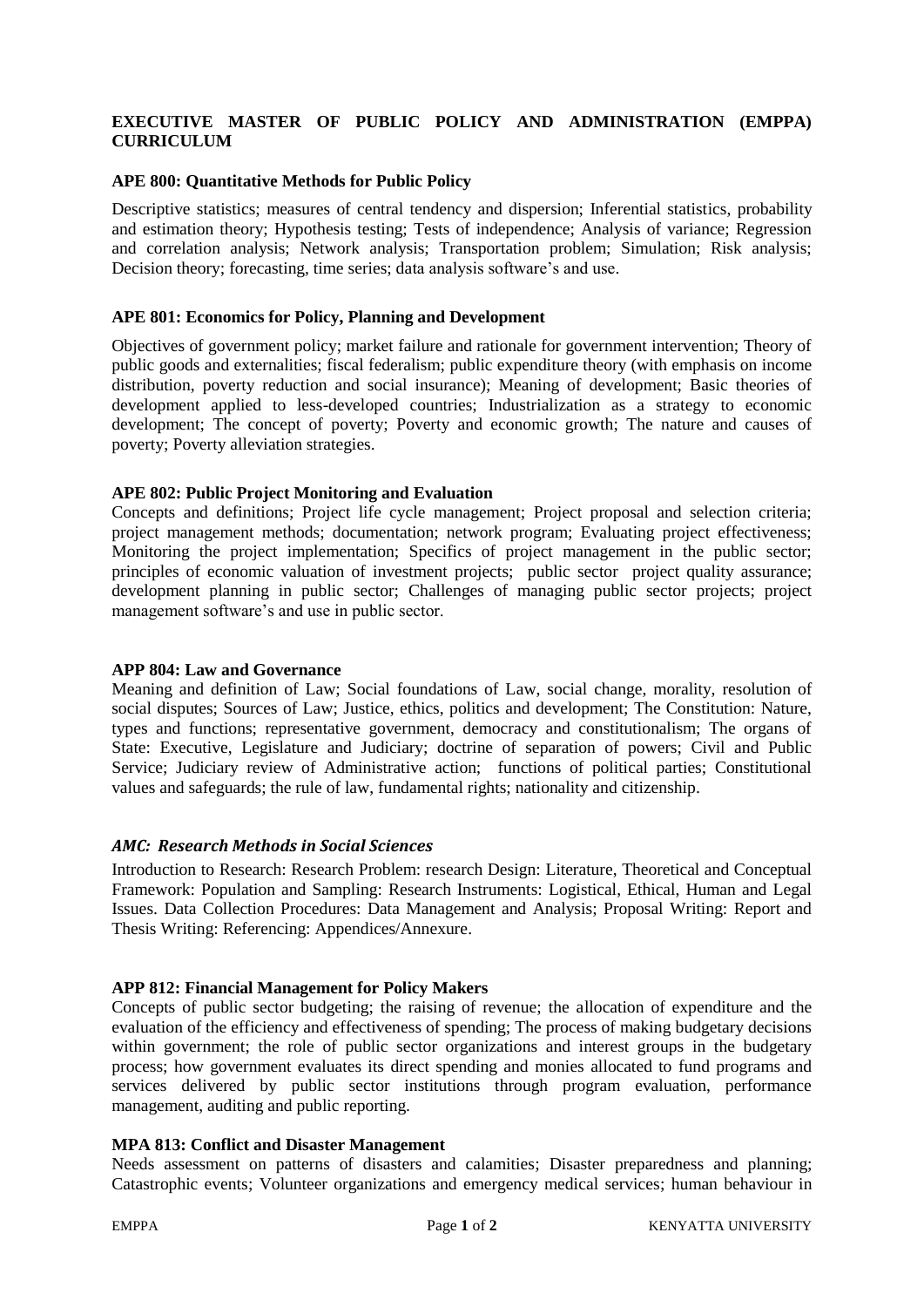# EXECUTIVE MASTER OF PUBLIC POLICY AND ADMINISTRATION (EMPPA) CURRICULUM

### APE 800: Quantitative Methods for Public Policy

Descriptive statistics; measures of central tendency and dispersion; Inferential statistics, probability and estimation theory; Hypothesis testing; Tests of independence; Analysis of variance; Regression and correlation analysis; Network analysis; Transportation problem; Simulation; Risk analysis; Decision theory; forecasting, time series; data analysis software's and use.

### APE 801: Economics for Policy, Planning and Development

Objectives of government policy; market failure and rationale for government intervention; Theory of public goods and externalities; fiscal federalism; public expenditure theory (with emphasis on income distribution, poverty reduction and social insurance); Meaning of development; Basic theories of development applied to less-developed countries; Industrialization as a strategy to economic development; The concept of poverty; Poverty and economic growth; The nature and causes of poverty; Poverty alleviation strategies.

### APE 802: Public Project Monitoring and Evaluation

Concepts and definitions; Project life cycle management; Project proposal and selection criteria; project management methods; documentation; network program; Evaluating project effectiveness; Monitoring the project implementation; Specifics of project management in the public sector; principles of economic valuation of investment projects; public sector project quality assurance; development planning in public sector; Challenges of managing public sector projects; project management software's and use in public sector.

### APP 804: Law and Governance

Meaning and definition of Law; Social foundations of Law, social change, morality, resolution of social disputes; Sources of Law; Justice, ethics, politics and development; The Constitution: Nature, types and functions; representative government, democracy and constitutionalism; The organs of State: Executive, Legislature and Judiciary; doctrine of separation of powers; Civil and Public Service; Judiciary review of Administrative action; functions of political parties; Constitutional values and safeguards; the rule of law, fundamental rights; nationality and citizenship.

### *AMC: Research Methods in Social Sciences*

Introduction to Research: Research Problem: research Design: Literature, Theoretical and Conceptual Framework: Population and Sampling: Research Instruments: Logistical, Ethical, Human and Legal Issues. Data Collection Procedures: Data Management and Analysis; Proposal Writing: Report and Thesis Writing: Referencing: Appendices/Annexure.

### APP 812: Financial Management for Policy Makers

Concepts of public sector budgeting; the raising of revenue; the allocation of expenditure and the evaluation of the efficiency and effectiveness of spending; The process of making budgetary decisions within government; the role of public sector organizations and interest groups in the budgetary process; how government evaluates its direct spending and monies allocated to fund programs and services delivered by public sector institutions through program evaluation, performance management, auditing and public reporting.

### MPA 813: Conflict and Disaster Management

Needs assessment on patterns of disasters and calamities; Disaster preparedness and planning; Catastrophic events; Volunteer organizations and emergency medical services; human behaviour in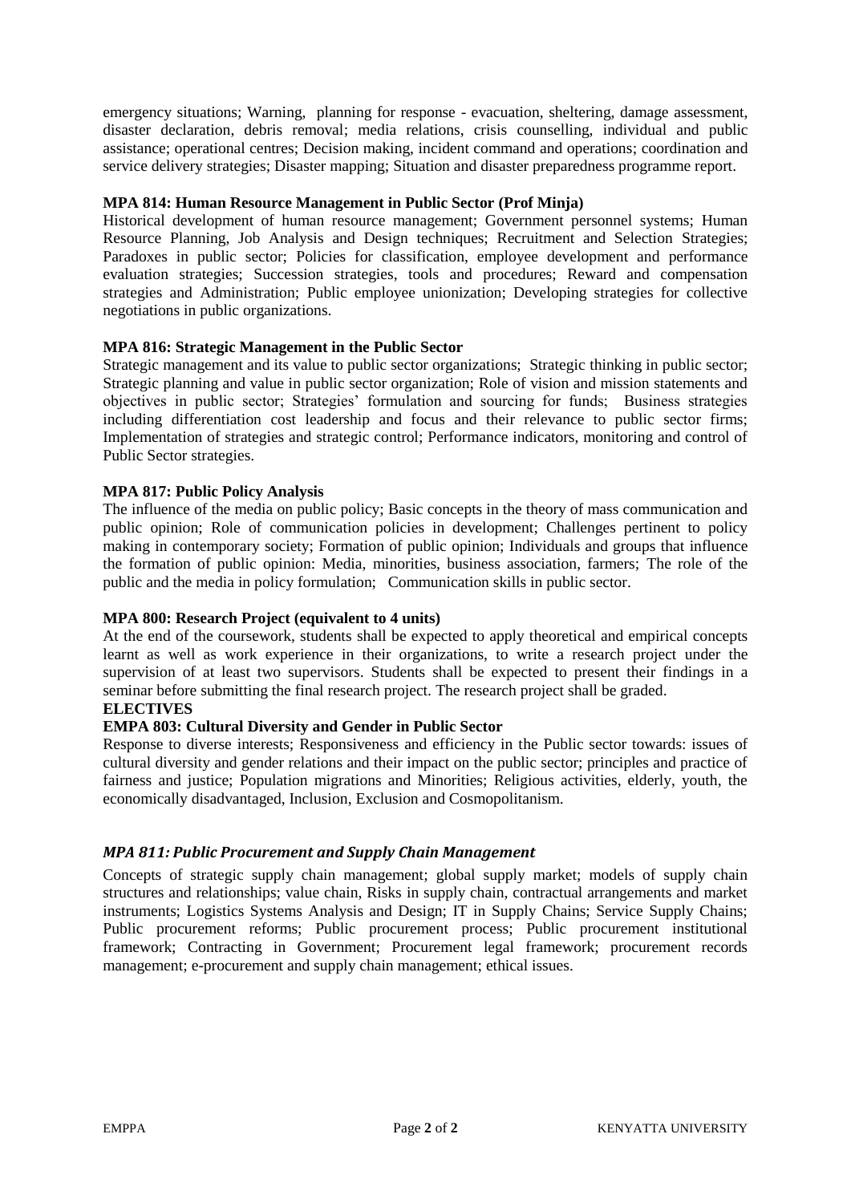emergency situations; Warning, planning for response - evacuation, sheltering, damage assessment, disaster declaration, debris removal; media relations, crisis counselling, individual and public assistance; operational centres; Decision making, incident command and operations; coordination and service delivery strategies; Disaster mapping; Situation and disaster preparedness programme report.

**MPA 814: Human Resource Management in Public Sector (Prof Minja)**

Historical development of human resource management; Government personnel systems; Human Resource Planning, Job Analysis and Design techniques; Recruitment and Selection Strategies; Paradoxes in public sector; Policies for classification, employee development and performance evaluation strategies; Succession strategies, tools and procedures; Reward and compensation strategies and Administration; Public employee unionization; Developing strategies for collective negotiations in public organizations.

**MPA 816: Strategic Management in the Public Sector**

Strategic management and its value to public sector organizations; Strategic thinking in public sector; Strategic planning and value in public sector organization; Role of vision and mission statements and objectives in public sector; Strategies' formulation and sourcing for funds; Business strategies including differentiation cost leadership and focus and their relevance to public sector firms; Implementation of strategies and strategic control; Performance indicators, monitoring and control of Public Sector strategies.

**MPA 817: Public Policy Analysis**

The influence of the media on public policy; Basic concepts in the theory of mass communication and public opinion; Role of communication policies in development; Challenges pertinent to policy making in contemporary society; Formation of public opinion; Individuals and groups that influence the formation of public opinion: Media, minorities, business association, farmers; The role of the public and the media in policy formulation; Communication skills in public sector.

**MPA 800: Research Project (equivalent to 4 units)**

At the end of the coursework, students shall be expected to apply theoretical and empirical concepts learnt as well as work experience in their organizations, to write a research project under the supervision of at least two supervisors. Students shall be expected to present their findings in a seminar before submitting the final research project. The research project shall be graded.

**ELECTIVES**

**EMPA 803: Cultural Diversity and Gender in Public Sector**

Response to diverse interests; Responsiveness and efficiency in the Public sector towards: issues of cultural diversity and gender relations and their impact on the public sector; principles and practice of fairness and justice; Population migrations and Minorities; Religious activities, elderly, youth, the economically disadvantaged, Inclusion, Exclusion and Cosmopolitanism.

***MPA 811: Public Procurement and Supply Chain Management***

Concepts of strategic supply chain management; global supply market; models of supply chain structures and relationships; value chain, Risks in supply chain, contractual arrangements and market instruments; Logistics Systems Analysis and Design; IT in Supply Chains; Service Supply Chains; Public procurement reforms; Public procurement process; Public procurement institutional framework; Contracting in Government; Procurement legal framework; procurement records management; e-procurement and supply chain management; ethical issues.